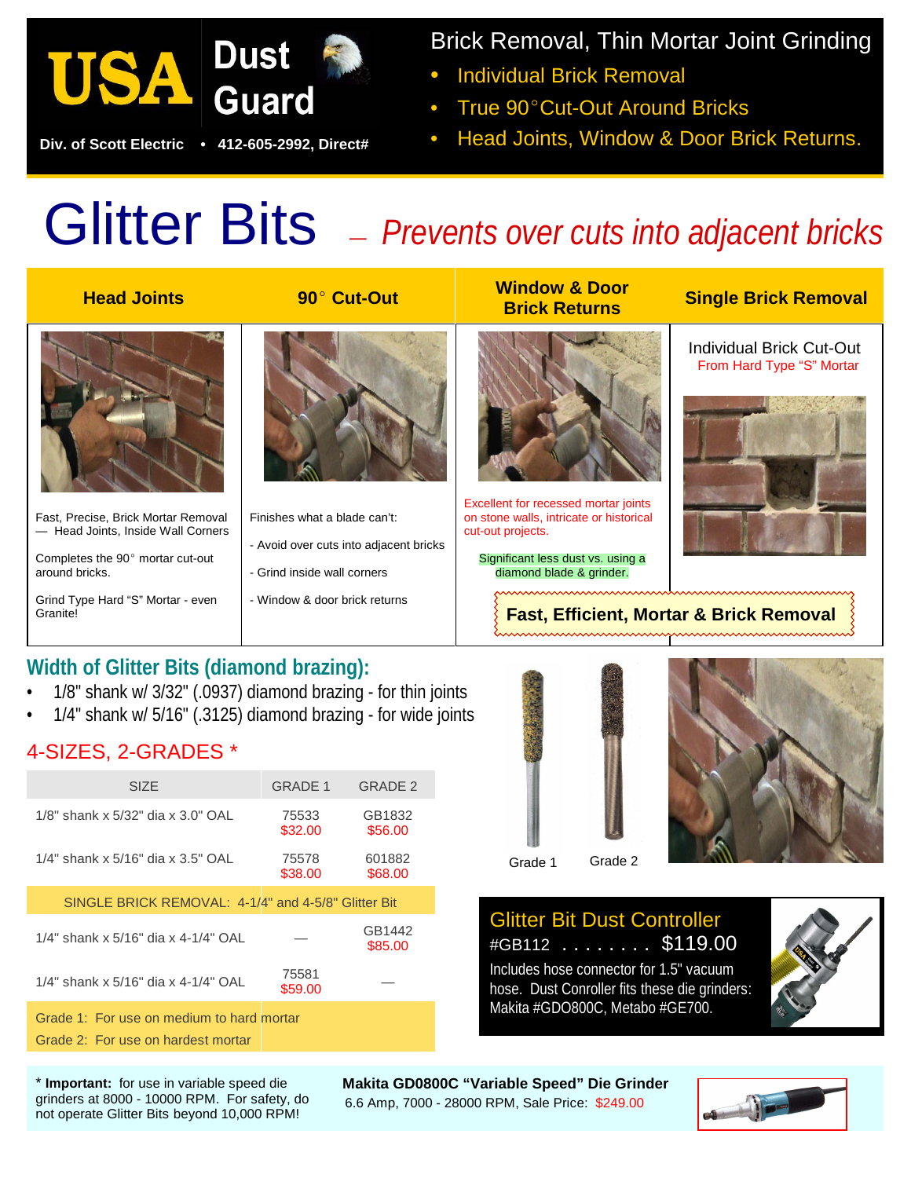# USA Dust Guard

Div. of Scott Electric • 412-605-2992, Direct#

## Brick Removal, Thin Mortar Joint Grinding

- Individual Brick Removal
- True 90° Cut-Out Around Bricks
- Head Joints, Window & Door Brick Returns.

# Glitter Bits – *Prevents over cuts into adjacent bricks*

| Head Joints | 90° Cut-Out | Window & Door Brick Returns | Single Brick Removal |
|---|---|---|---|
| Fast, Precise, Brick Mortar Removal — Head Joints, Inside Wall Corners<br><br>Completes the 90° mortar cut-out around bricks.<br><br>Grind Type Hard "S" Mortar - even Granite! | Finishes what a blade can't:<br><br>- Avoid over cuts into adjacent bricks<br><br>- Grind inside wall corners<br><br>- Window & door brick returns | Excellent for recessed mortar joints on stone walls, intricate or historical cut-out projects.<br><br>Significant less dust vs. using a diamond blade & grinder. | Individual Brick Cut-Out<br>From Hard Type "S" Mortar |

**Fast, Efficient, Mortar & Brick Removal**

## Width of Glitter Bits (diamond brazing):

- 1/8" shank w/ 3/32" (.0937) diamond brazing - for thin joints
- 1/4" shank w/ 5/16" (.3125) diamond brazing - for wide joints

## 4-SIZES, 2-GRADES *

| SIZE | GRADE 1 | GRADE 2 |
|---|---|---|
| 1/8" shank x 5/32" dia x 3.0" OAL | 75533<br>$32.00 | GB1832<br>$56.00 |
| 1/4" shank x 5/16" dia x 3.5" OAL | 75578<br>$38.00 | 601882<br>$68.00 |
| SINGLE BRICK REMOVAL: 4-1/4" and 4-5/8" Glitter Bit | | |
| 1/4" shank x 5/16" dia x 4-1/4" OAL | — | GB1442<br>$85.00 |
| 1/4" shank x 5/16" dia x 4-1/4" OAL | 75581<br>$59.00 | — |

Grade 1: For use on medium to hard mortar

Grade 2: For use on hardest mortar

Grade 1 Grade 2

### Glitter Bit Dust Controller

#GB112 . . . . . . . . $119.00

Includes hose connector for 1.5" vacuum hose. Dust Conroller fits these die grinders: Makita #GDO800C, Metabo #GE700.

\* **Important:** for use in variable speed die grinders at 8000 - 10000 RPM. For safety, do not operate Glitter Bits beyond 10,000 RPM!

**Makita GD0800C "Variable Speed" Die Grinder**
6.6 Amp, 7000 - 28000 RPM, Sale Price: $249.00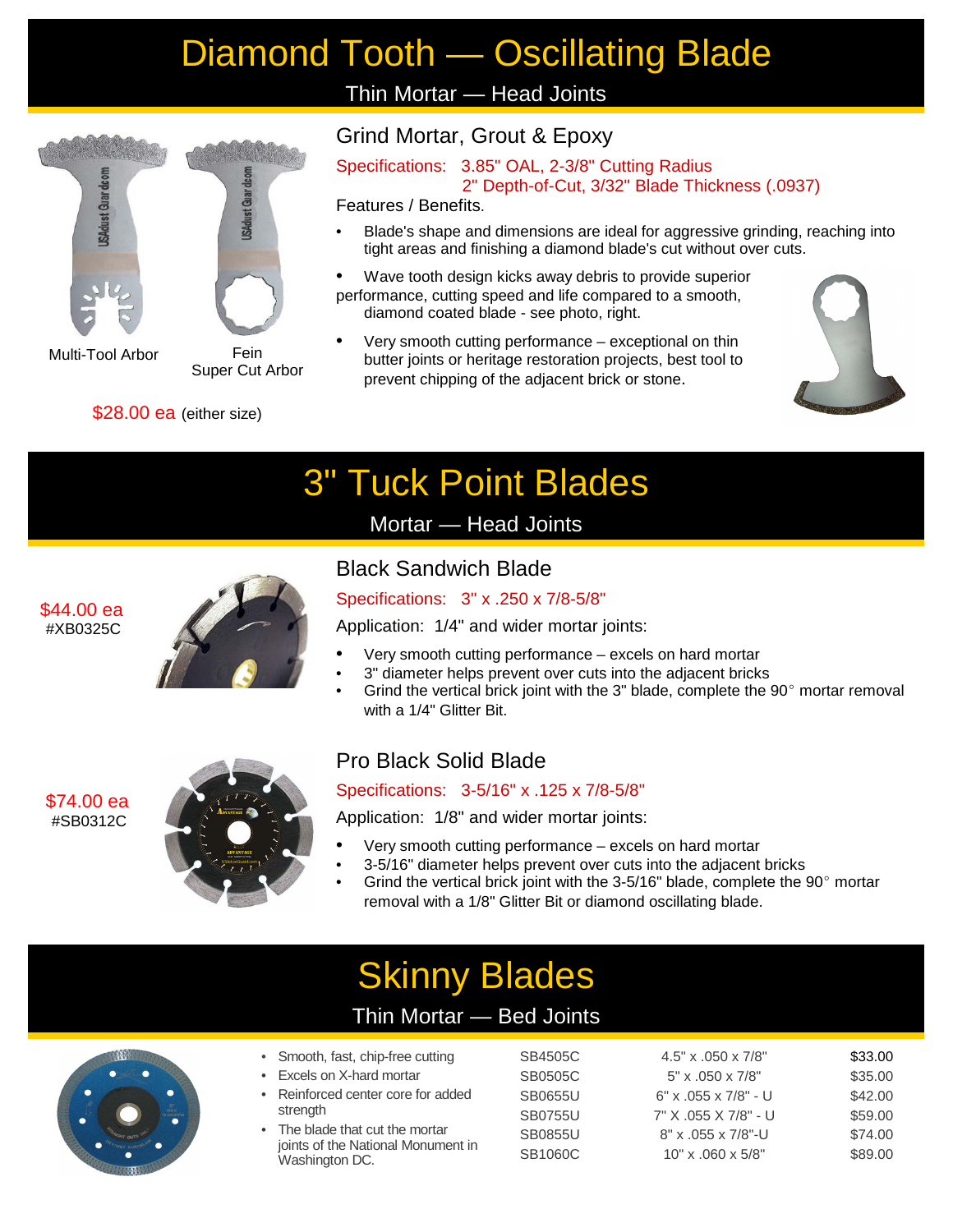# Diamond Tooth — Oscillating Blade

Thin Mortar — Head Joints

Multi-Tool Arbor

Fein Super Cut Arbor

$28.00 ea (either size)

## Grind Mortar, Grout & Epoxy

Specifications: 3.85" OAL, 2-3/8" Cutting Radius
2" Depth-of-Cut, 3/32" Blade Thickness (.0937)

Features / Benefits.

- Blade's shape and dimensions are ideal for aggressive grinding, reaching into tight areas and finishing a diamond blade's cut without over cuts.
- Wave tooth design kicks away debris to provide superior performance, cutting speed and life compared to a smooth, diamond coated blade - see photo, right.
- Very smooth cutting performance – exceptional on thin butter joints or heritage restoration projects, best tool to prevent chipping of the adjacent brick or stone.

# 3" Tuck Point Blades

Mortar — Head Joints

## Black Sandwich Blade

$44.00 ea
#XB0325C

Specifications: 3" x .250 x 7/8-5/8"

Application: 1/4" and wider mortar joints:

- Very smooth cutting performance – excels on hard mortar
- 3" diameter helps prevent over cuts into the adjacent bricks
- Grind the vertical brick joint with the 3" blade, complete the 90° mortar removal with a 1/4" Glitter Bit.

## Pro Black Solid Blade

$74.00 ea
#SB0312C

Specifications: 3-5/16" x .125 x 7/8-5/8"

Application: 1/8" and wider mortar joints:

- Very smooth cutting performance – excels on hard mortar
- 3-5/16" diameter helps prevent over cuts into the adjacent bricks
- Grind the vertical brick joint with the 3-5/16" blade, complete the 90° mortar removal with a 1/8" Glitter Bit or diamond oscillating blade.

# Skinny Blades

Thin Mortar — Bed Joints

- Smooth, fast, chip-free cutting
- Excels on X-hard mortar
- Reinforced center core for added strength
- The blade that cut the mortar joints of the National Monument in Washington DC.

| | | |
|---|---|---|
| SB4505C | 4.5" x .050 x 7/8" | $33.00 |
| SB0505C | 5" x .050 x 7/8" | $35.00 |
| SB0655U | 6" x .055 x 7/8" - U | $42.00 |
| SB0755U | 7" X .055 X 7/8" - U | $59.00 |
| SB0855U | 8" x .055 x 7/8"-U | $74.00 |
| SB1060C | 10" x .060 x 5/8" | $89.00 |